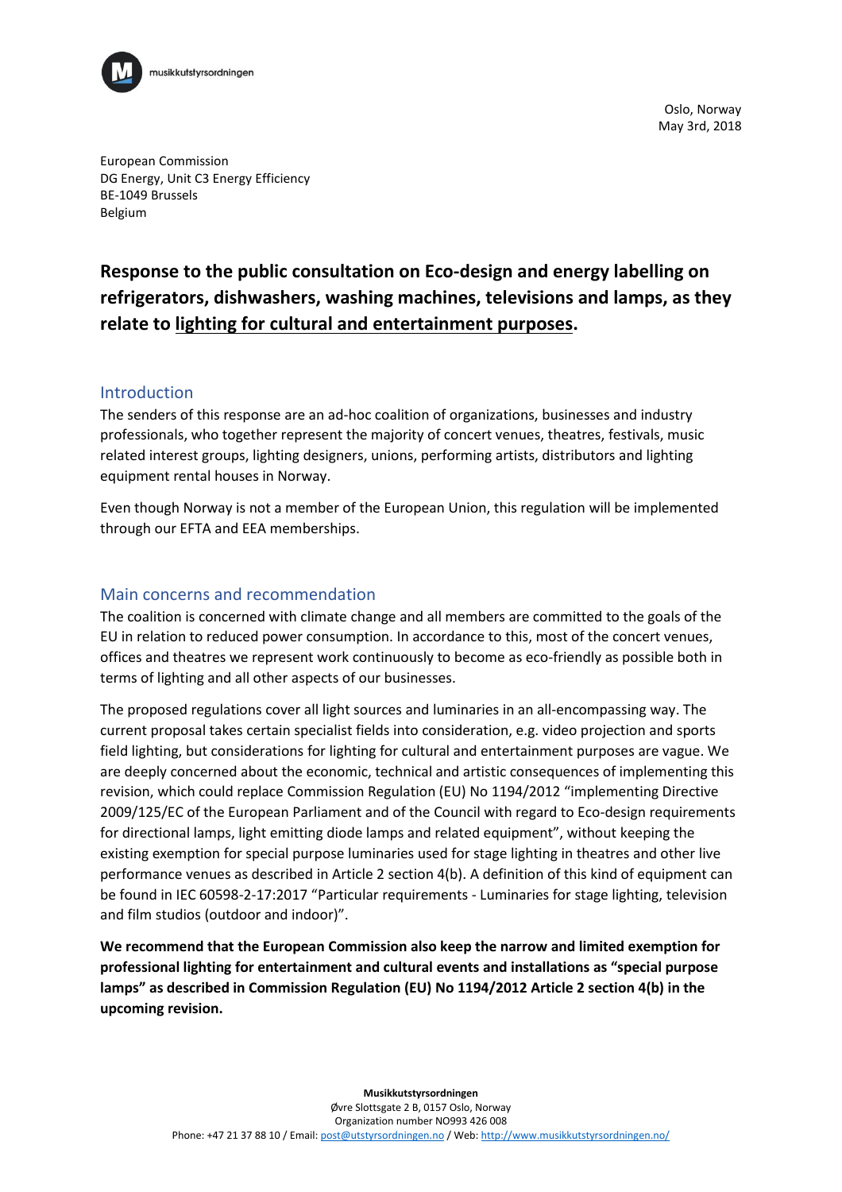musikkutstyrsordningen

Oslo, Norway
May 3rd, 2018

European Commission
DG Energy, Unit C3 Energy Efficiency
BE-1049 Brussels
Belgium

# Response to the public consultation on Eco-design and energy labelling on refrigerators, dishwashers, washing machines, televisions and lamps, as they relate to lighting for cultural and entertainment purposes.

## Introduction

The senders of this response are an ad-hoc coalition of organizations, businesses and industry professionals, who together represent the majority of concert venues, theatres, festivals, music related interest groups, lighting designers, unions, performing artists, distributors and lighting equipment rental houses in Norway.

Even though Norway is not a member of the European Union, this regulation will be implemented through our EFTA and EEA memberships.

## Main concerns and recommendation

The coalition is concerned with climate change and all members are committed to the goals of the EU in relation to reduced power consumption. In accordance to this, most of the concert venues, offices and theatres we represent work continuously to become as eco-friendly as possible both in terms of lighting and all other aspects of our businesses.

The proposed regulations cover all light sources and luminaries in an all-encompassing way. The current proposal takes certain specialist fields into consideration, e.g. video projection and sports field lighting, but considerations for lighting for cultural and entertainment purposes are vague. We are deeply concerned about the economic, technical and artistic consequences of implementing this revision, which could replace Commission Regulation (EU) No 1194/2012 "implementing Directive 2009/125/EC of the European Parliament and of the Council with regard to Eco-design requirements for directional lamps, light emitting diode lamps and related equipment", without keeping the existing exemption for special purpose luminaries used for stage lighting in theatres and other live performance venues as described in Article 2 section 4(b). A definition of this kind of equipment can be found in IEC 60598-2-17:2017 "Particular requirements - Luminaries for stage lighting, television and film studios (outdoor and indoor)".

**We recommend that the European Commission also keep the narrow and limited exemption for professional lighting for entertainment and cultural events and installations as "special purpose lamps" as described in Commission Regulation (EU) No 1194/2012 Article 2 section 4(b) in the upcoming revision.**

**Musikkutstyrsordningen**
Øvre Slottsgate 2 B, 0157 Oslo, Norway
Organization number NO993 426 008
Phone: +47 21 37 88 10 / Email: post@utstyrsordningen.no / Web: http://www.musikkutstyrsordningen.no/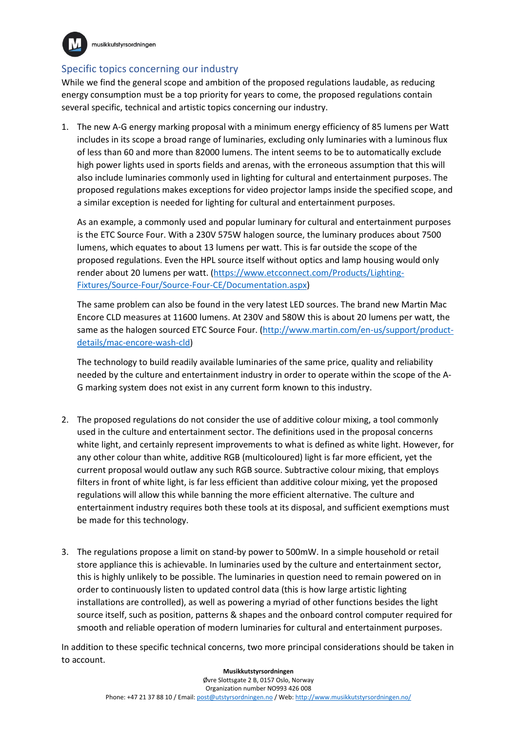## Specific topics concerning our industry

While we find the general scope and ambition of the proposed regulations laudable, as reducing energy consumption must be a top priority for years to come, the proposed regulations contain several specific, technical and artistic topics concerning our industry.

1. The new A-G energy marking proposal with a minimum energy efficiency of 85 lumens per Watt includes in its scope a broad range of luminaries, excluding only luminaries with a luminous flux of less than 60 and more than 82000 lumens. The intent seems to be to automatically exclude high power lights used in sports fields and arenas, with the erroneous assumption that this will also include luminaries commonly used in lighting for cultural and entertainment purposes. The proposed regulations makes exceptions for video projector lamps inside the specified scope, and a similar exception is needed for lighting for cultural and entertainment purposes.

   As an example, a commonly used and popular luminary for cultural and entertainment purposes is the ETC Source Four. With a 230V 575W halogen source, the luminary produces about 7500 lumens, which equates to about 13 lumens per watt. This is far outside the scope of the proposed regulations. Even the HPL source itself without optics and lamp housing would only render about 20 lumens per watt. (https://www.etcconnect.com/Products/Lighting-Fixtures/Source-Four/Source-Four-CE/Documentation.aspx)

   The same problem can also be found in the very latest LED sources. The brand new Martin Mac Encore CLD measures at 11600 lumens. At 230V and 580W this is about 20 lumens per watt, the same as the halogen sourced ETC Source Four. (http://www.martin.com/en-us/support/product-details/mac-encore-wash-cld)

   The technology to build readily available luminaries of the same price, quality and reliability needed by the culture and entertainment industry in order to operate within the scope of the A-G marking system does not exist in any current form known to this industry.

2. The proposed regulations do not consider the use of additive colour mixing, a tool commonly used in the culture and entertainment sector. The definitions used in the proposal concerns white light, and certainly represent improvements to what is defined as white light. However, for any other colour than white, additive RGB (multicoloured) light is far more efficient, yet the current proposal would outlaw any such RGB source. Subtractive colour mixing, that employs filters in front of white light, is far less efficient than additive colour mixing, yet the proposed regulations will allow this while banning the more efficient alternative. The culture and entertainment industry requires both these tools at its disposal, and sufficient exemptions must be made for this technology.

3. The regulations propose a limit on stand-by power to 500mW. In a simple household or retail store appliance this is achievable. In luminaries used by the culture and entertainment sector, this is highly unlikely to be possible. The luminaries in question need to remain powered on in order to continuously listen to updated control data (this is how large artistic lighting installations are controlled), as well as powering a myriad of other functions besides the light source itself, such as position, patterns & shapes and the onboard control computer required for smooth and reliable operation of modern luminaries for cultural and entertainment purposes.

In addition to these specific technical concerns, two more principal considerations should be taken in to account.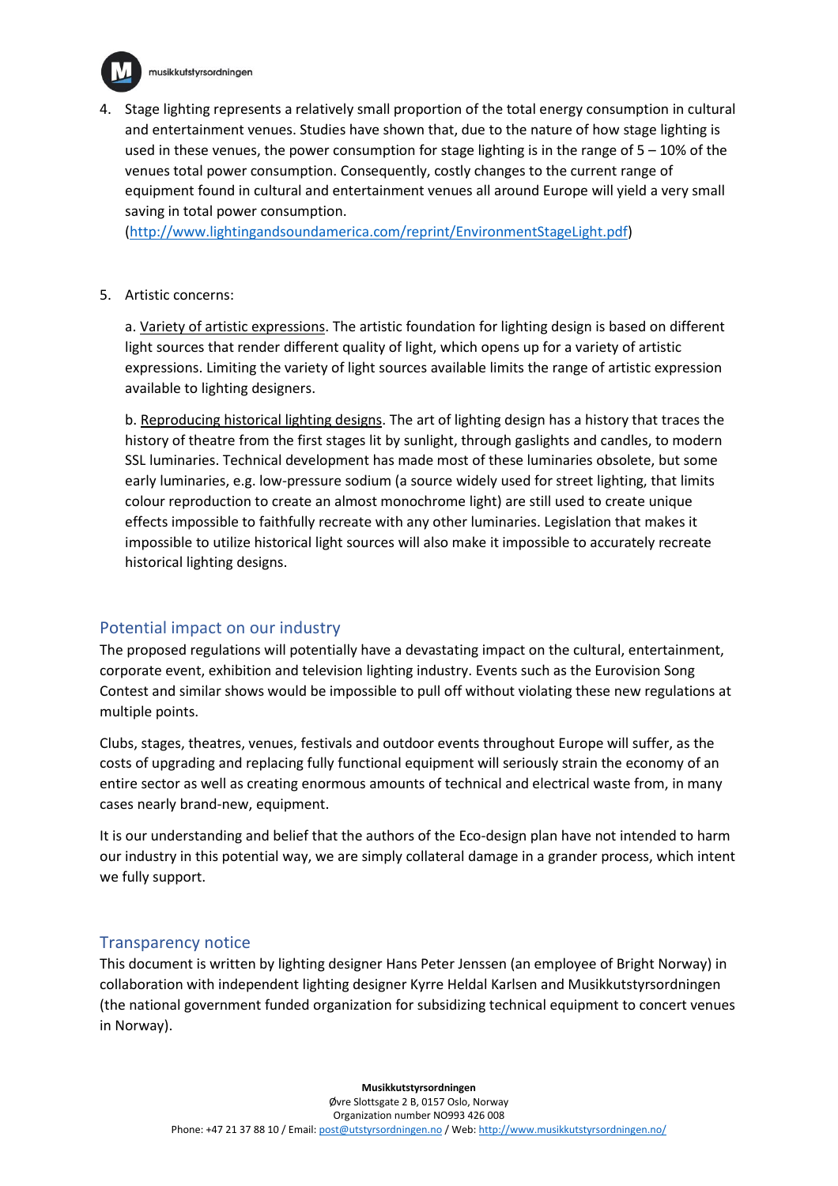4. Stage lighting represents a relatively small proportion of the total energy consumption in cultural and entertainment venues. Studies have shown that, due to the nature of how stage lighting is used in these venues, the power consumption for stage lighting is in the range of 5 – 10% of the venues total power consumption. Consequently, costly changes to the current range of equipment found in cultural and entertainment venues all around Europe will yield a very small saving in total power consumption. (http://www.lightingandsoundamerica.com/reprint/EnvironmentStageLight.pdf)

5. Artistic concerns:

   a. Variety of artistic expressions. The artistic foundation for lighting design is based on different light sources that render different quality of light, which opens up for a variety of artistic expressions. Limiting the variety of light sources available limits the range of artistic expression available to lighting designers.

   b. Reproducing historical lighting designs. The art of lighting design has a history that traces the history of theatre from the first stages lit by sunlight, through gaslights and candles, to modern SSL luminaries. Technical development has made most of these luminaries obsolete, but some early luminaries, e.g. low-pressure sodium (a source widely used for street lighting, that limits colour reproduction to create an almost monochrome light) are still used to create unique effects impossible to faithfully recreate with any other luminaries. Legislation that makes it impossible to utilize historical light sources will also make it impossible to accurately recreate historical lighting designs.

## Potential impact on our industry

The proposed regulations will potentially have a devastating impact on the cultural, entertainment, corporate event, exhibition and television lighting industry. Events such as the Eurovision Song Contest and similar shows would be impossible to pull off without violating these new regulations at multiple points.

Clubs, stages, theatres, venues, festivals and outdoor events throughout Europe will suffer, as the costs of upgrading and replacing fully functional equipment will seriously strain the economy of an entire sector as well as creating enormous amounts of technical and electrical waste from, in many cases nearly brand-new, equipment.

It is our understanding and belief that the authors of the Eco-design plan have not intended to harm our industry in this potential way, we are simply collateral damage in a grander process, which intent we fully support.

## Transparency notice

This document is written by lighting designer Hans Peter Jenssen (an employee of Bright Norway) in collaboration with independent lighting designer Kyrre Heldal Karlsen and Musikkutstyrsordningen (the national government funded organization for subsidizing technical equipment to concert venues in Norway).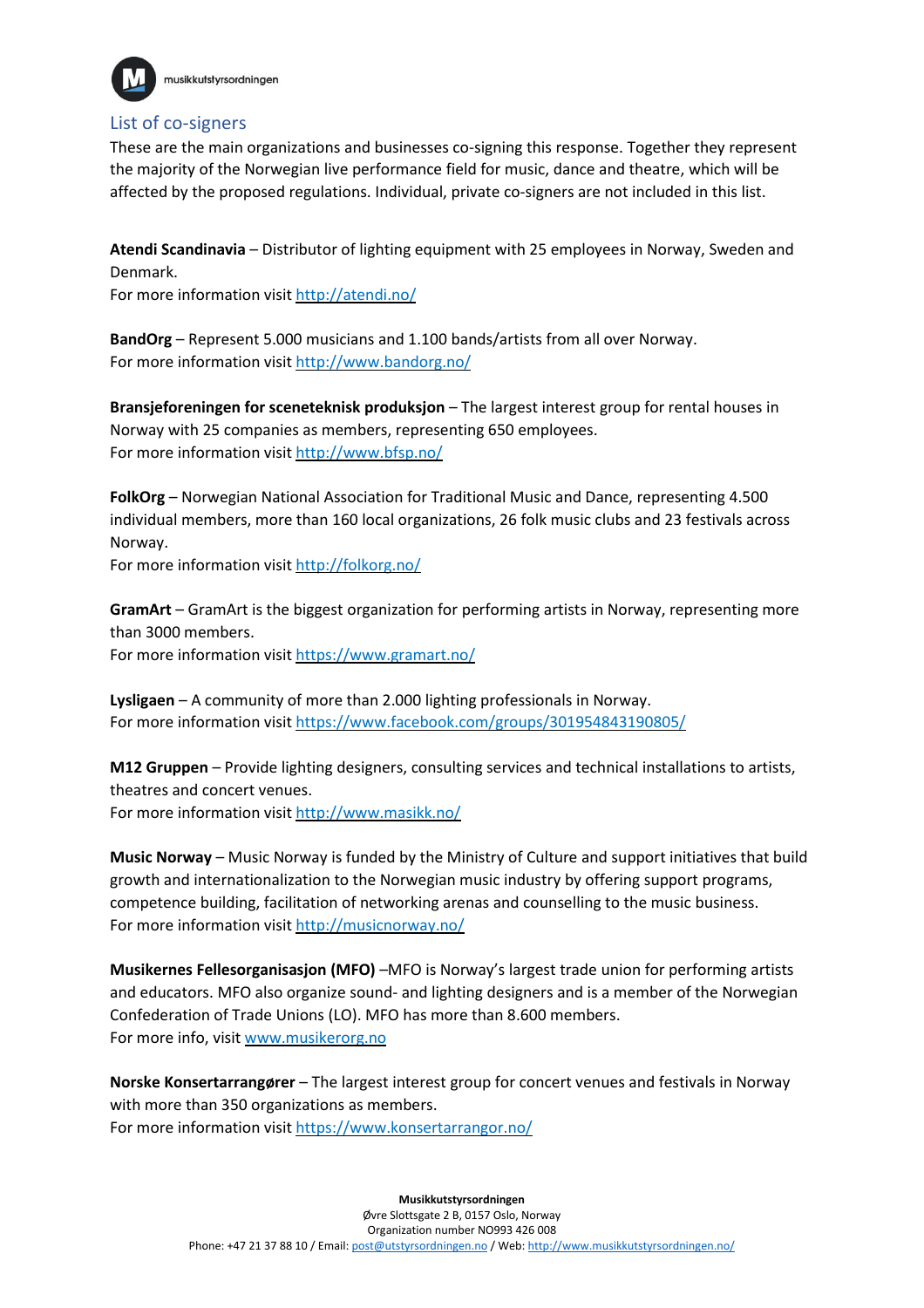## List of co-signers

These are the main organizations and businesses co-signing this response. Together they represent the majority of the Norwegian live performance field for music, dance and theatre, which will be affected by the proposed regulations. Individual, private co-signers are not included in this list.

**Atendi Scandinavia** – Distributor of lighting equipment with 25 employees in Norway, Sweden and Denmark.
For more information visit http://atendi.no/

**BandOrg** – Represent 5.000 musicians and 1.100 bands/artists from all over Norway.
For more information visit http://www.bandorg.no/

**Bransjeforeningen for sceneteknisk produksjon** – The largest interest group for rental houses in Norway with 25 companies as members, representing 650 employees.
For more information visit http://www.bfsp.no/

**FolkOrg** – Norwegian National Association for Traditional Music and Dance, representing 4.500 individual members, more than 160 local organizations, 26 folk music clubs and 23 festivals across Norway.
For more information visit http://folkorg.no/

**GramArt** – GramArt is the biggest organization for performing artists in Norway, representing more than 3000 members.
For more information visit https://www.gramart.no/

**Lysligaen** – A community of more than 2.000 lighting professionals in Norway.
For more information visit https://www.facebook.com/groups/301954843190805/

**M12 Gruppen** – Provide lighting designers, consulting services and technical installations to artists, theatres and concert venues.
For more information visit http://www.masikk.no/

**Music Norway** – Music Norway is funded by the Ministry of Culture and support initiatives that build growth and internationalization to the Norwegian music industry by offering support programs, competence building, facilitation of networking arenas and counselling to the music business.
For more information visit http://musicnorway.no/

**Musikernes Fellesorganisasjon (MFO)** –MFO is Norway's largest trade union for performing artists and educators. MFO also organize sound- and lighting designers and is a member of the Norwegian Confederation of Trade Unions (LO). MFO has more than 8.600 members.
For more info, visit www.musikerorg.no

**Norske Konsertarrangører** – The largest interest group for concert venues and festivals in Norway with more than 350 organizations as members.
For more information visit https://www.konsertarrangor.no/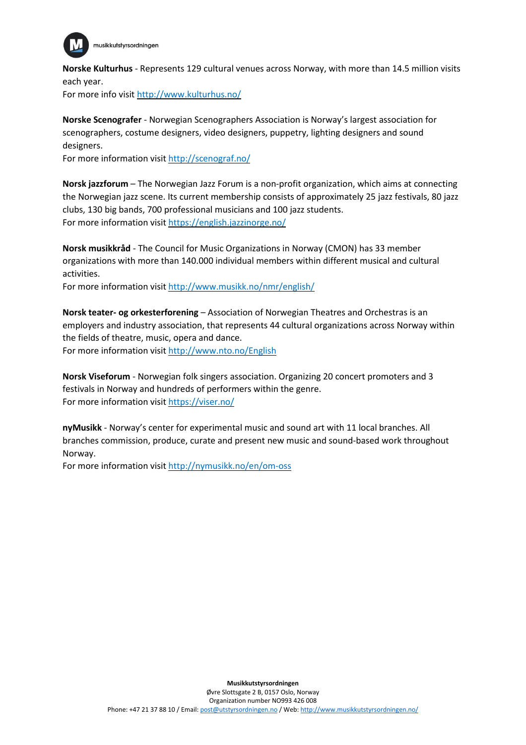**Norske Kulturhus** - Represents 129 cultural venues across Norway, with more than 14.5 million visits each year.
For more info visit http://www.kulturhus.no/

**Norske Scenografer** - Norwegian Scenographers Association is Norway's largest association for scenographers, costume designers, video designers, puppetry, lighting designers and sound designers.
For more information visit http://scenograf.no/

**Norsk jazzforum** – The Norwegian Jazz Forum is a non-profit organization, which aims at connecting the Norwegian jazz scene. Its current membership consists of approximately 25 jazz festivals, 80 jazz clubs, 130 big bands, 700 professional musicians and 100 jazz students.
For more information visit https://english.jazzinorge.no/

**Norsk musikkråd** - The Council for Music Organizations in Norway (CMON) has 33 member organizations with more than 140.000 individual members within different musical and cultural activities.
For more information visit http://www.musikk.no/nmr/english/

**Norsk teater- og orkesterforening** – Association of Norwegian Theatres and Orchestras is an employers and industry association, that represents 44 cultural organizations across Norway within the fields of theatre, music, opera and dance.
For more information visit http://www.nto.no/English

**Norsk Viseforum** - Norwegian folk singers association. Organizing 20 concert promoters and 3 festivals in Norway and hundreds of performers within the genre.
For more information visit https://viser.no/

**nyMusikk** - Norway's center for experimental music and sound art with 11 local branches. All branches commission, produce, curate and present new music and sound-based work throughout Norway.
For more information visit http://nymusikk.no/en/om-oss